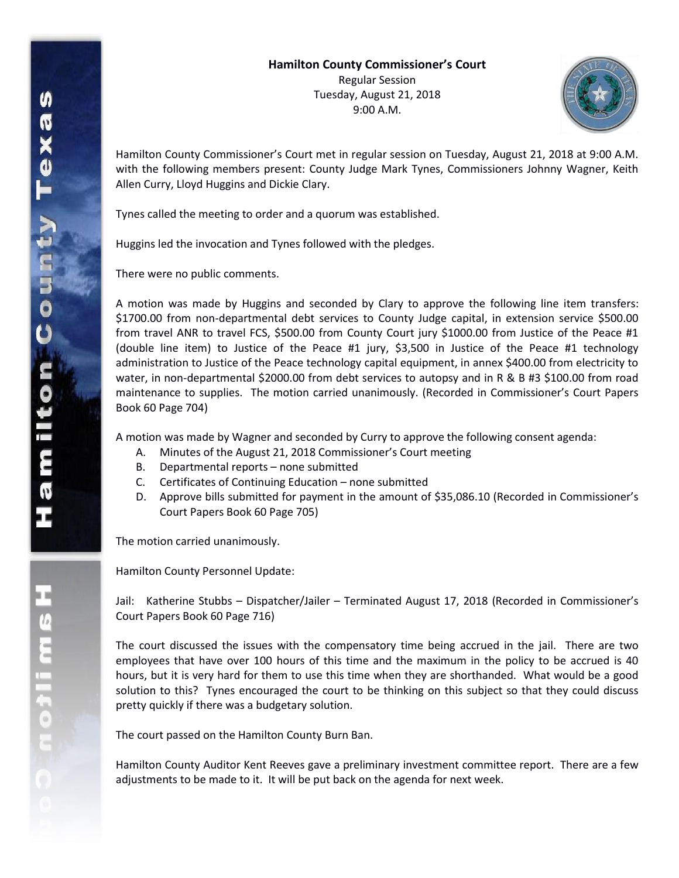**Hamilton County Commissioner's Court**

Regular Session

Tuesday, August 21, 2018

9:00 A.M.

Hamilton County Commissioner's Court met in regular session on Tuesday, August 21, 2018 at 9:00 A.M. with the following members present: County Judge Mark Tynes, Commissioners Johnny Wagner, Keith Allen Curry, Lloyd Huggins and Dickie Clary.

Tynes called the meeting to order and a quorum was established.

Huggins led the invocation and Tynes followed with the pledges.

There were no public comments.

A motion was made by Huggins and seconded by Clary to approve the following line item transfers: $1700.00 from non-departmental debt services to County Judge capital, in extension service $500.00 from travel ANR to travel FCS, $500.00 from County Court jury $1000.00 from Justice of the Peace #1 (double line item) to Justice of the Peace #1 jury, $3,500 in Justice of the Peace #1 technology administration to Justice of the Peace technology capital equipment, in annex $400.00 from electricity to water, in non-departmental $2000.00 from debt services to autopsy and in R & B #3 $100.00 from road maintenance to supplies. The motion carried unanimously. (Recorded in Commissioner's Court Papers Book 60 Page 704)

A motion was made by Wagner and seconded by Curry to approve the following consent agenda:

A. Minutes of the August 21, 2018 Commissioner's Court meeting
B. Departmental reports – none submitted
C. Certificates of Continuing Education – none submitted
D. Approve bills submitted for payment in the amount of $35,086.10 (Recorded in Commissioner's Court Papers Book 60 Page 705)

The motion carried unanimously.

Hamilton County Personnel Update:

Jail: Katherine Stubbs – Dispatcher/Jailer – Terminated August 17, 2018 (Recorded in Commissioner's Court Papers Book 60 Page 716)

The court discussed the issues with the compensatory time being accrued in the jail. There are two employees that have over 100 hours of this time and the maximum in the policy to be accrued is 40 hours, but it is very hard for them to use this time when they are shorthanded. What would be a good solution to this? Tynes encouraged the court to be thinking on this subject so that they could discuss pretty quickly if there was a budgetary solution.

The court passed on the Hamilton County Burn Ban.

Hamilton County Auditor Kent Reeves gave a preliminary investment committee report. There are a few adjustments to be made to it. It will be put back on the agenda for next week.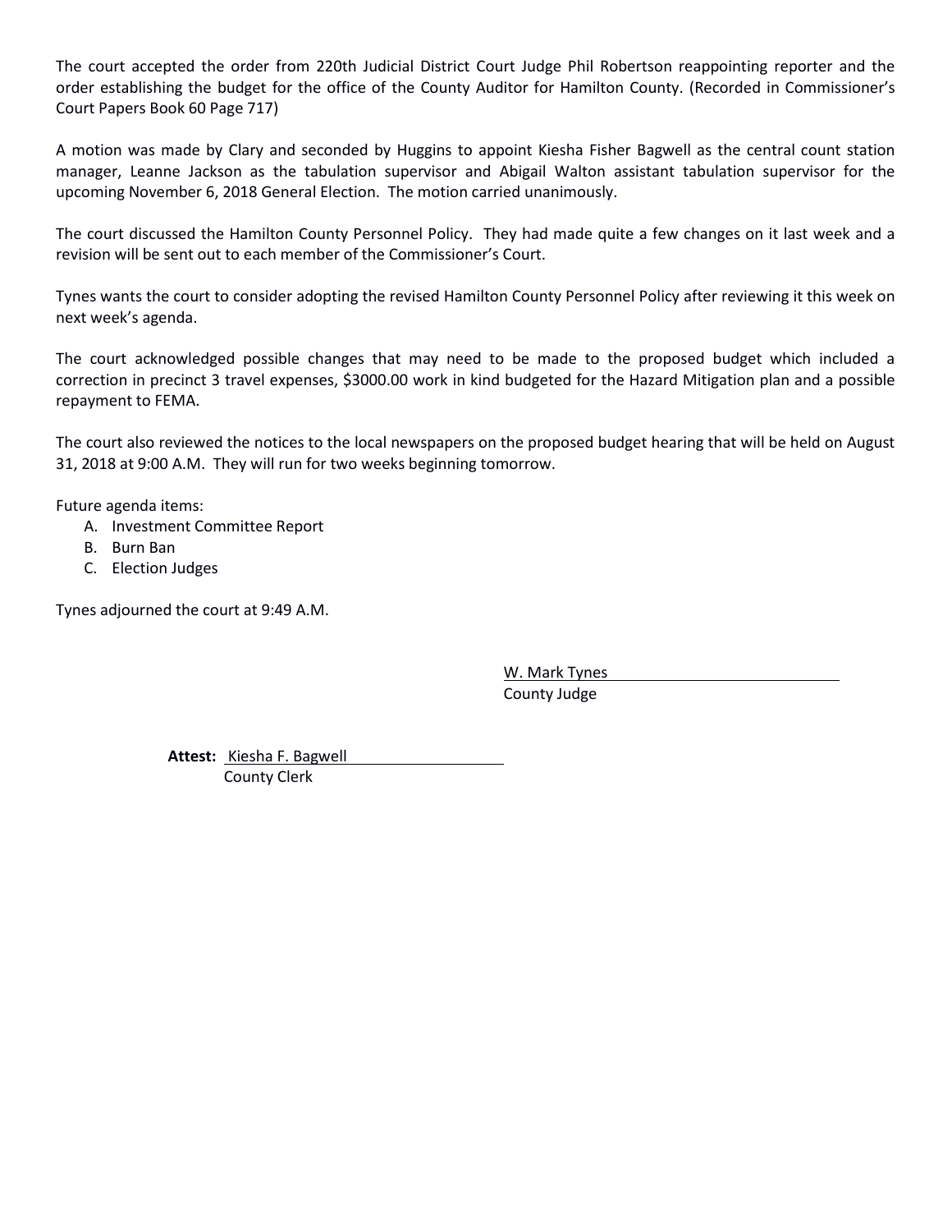The court accepted the order from 220th Judicial District Court Judge Phil Robertson reappointing reporter and the order establishing the budget for the office of the County Auditor for Hamilton County. (Recorded in Commissioner's Court Papers Book 60 Page 717)

A motion was made by Clary and seconded by Huggins to appoint Kiesha Fisher Bagwell as the central count station manager, Leanne Jackson as the tabulation supervisor and Abigail Walton assistant tabulation supervisor for the upcoming November 6, 2018 General Election. The motion carried unanimously.

The court discussed the Hamilton County Personnel Policy. They had made quite a few changes on it last week and a revision will be sent out to each member of the Commissioner's Court.

Tynes wants the court to consider adopting the revised Hamilton County Personnel Policy after reviewing it this week on next week's agenda.

The court acknowledged possible changes that may need to be made to the proposed budget which included a correction in precinct 3 travel expenses, $3000.00 work in kind budgeted for the Hazard Mitigation plan and a possible repayment to FEMA.

The court also reviewed the notices to the local newspapers on the proposed budget hearing that will be held on August 31, 2018 at 9:00 A.M. They will run for two weeks beginning tomorrow.

Future agenda items:

A. Investment Committee Report
B. Burn Ban
C. Election Judges

Tynes adjourned the court at 9:49 A.M.

W. Mark Tynes
County Judge

**Attest:** Kiesha F. Bagwell
County Clerk